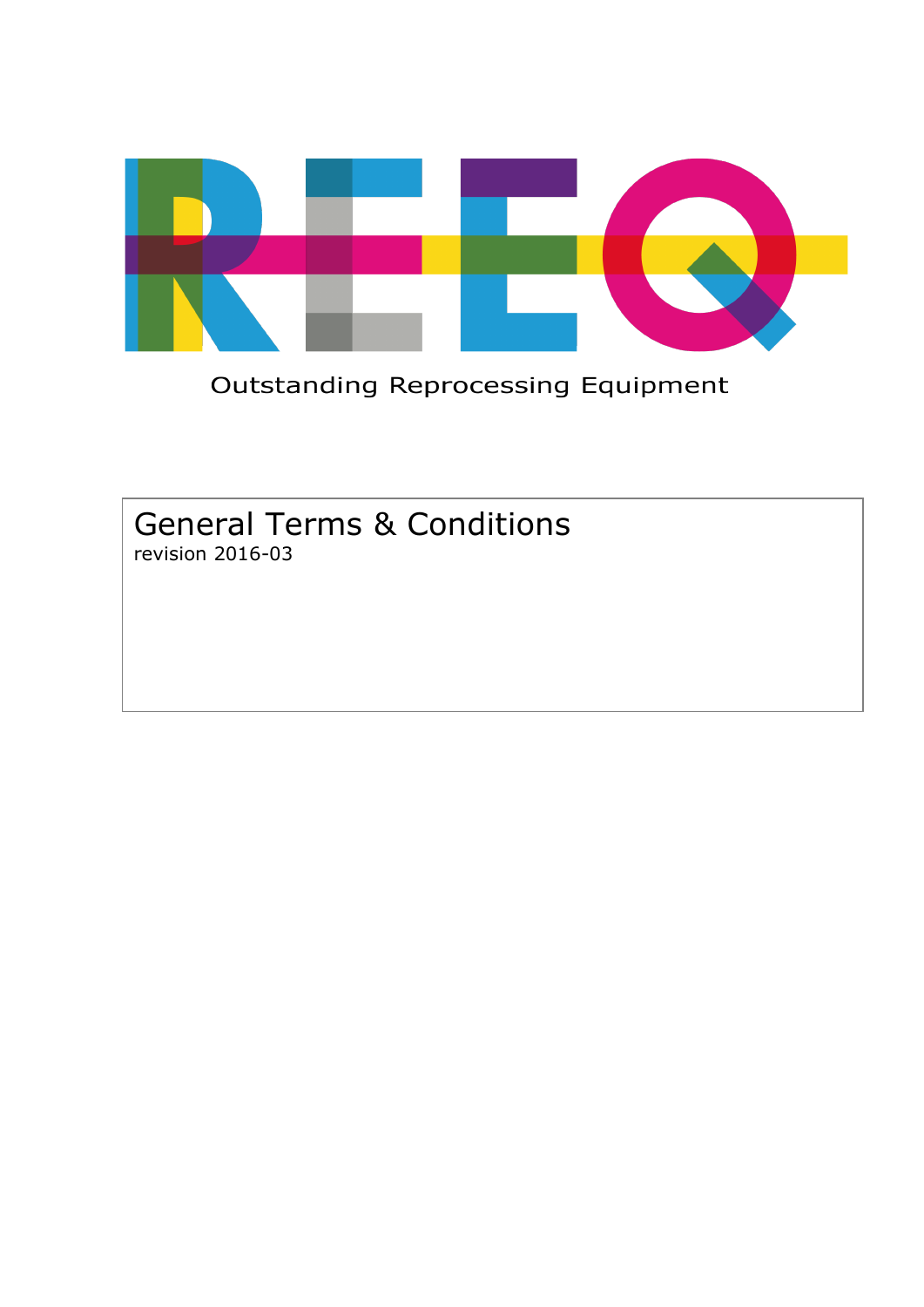REEQ

Outstanding Reprocessing Equipment

# General Terms & Conditions

revision 2016-03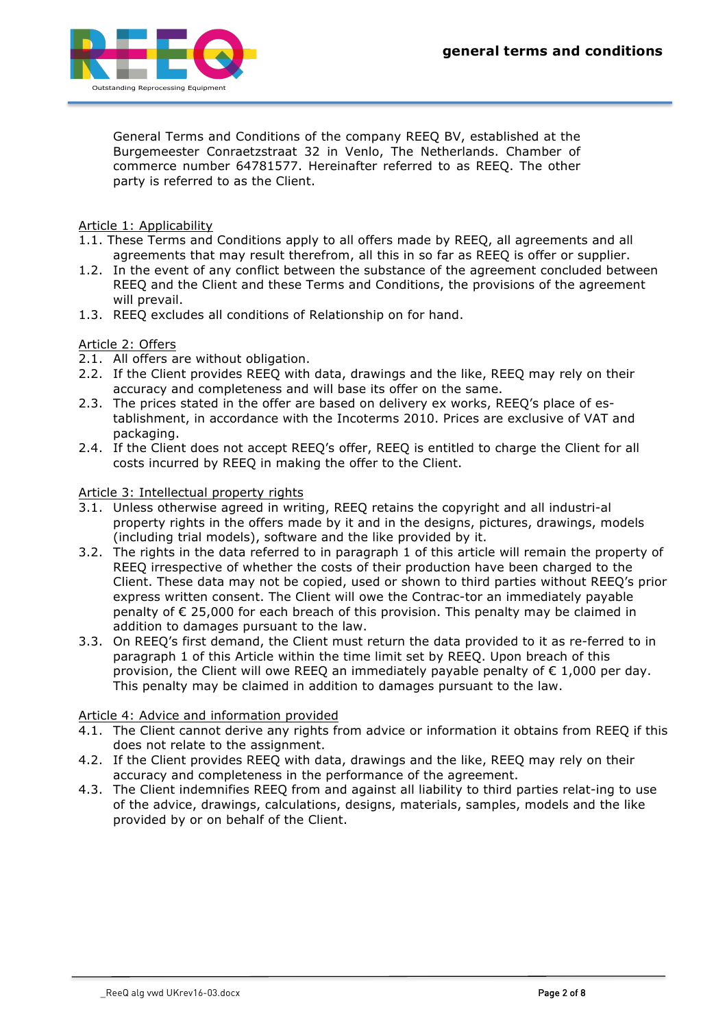General Terms and Conditions of the company REEQ BV, established at the Burgemeester Conraetzstraat 32 in Venlo, The Netherlands. Chamber of commerce number 64781577. Hereinafter referred to as REEQ. The other party is referred to as the Client.

Article 1: Applicability

1.1. These Terms and Conditions apply to all offers made by REEQ, all agreements and all agreements that may result therefrom, all this in so far as REEQ is offer or supplier.
1.2. In the event of any conflict between the substance of the agreement concluded between REEQ and the Client and these Terms and Conditions, the provisions of the agreement will prevail.
1.3. REEQ excludes all conditions of Relationship on for hand.

Article 2: Offers

2.1. All offers are without obligation.
2.2. If the Client provides REEQ with data, drawings and the like, REEQ may rely on their accuracy and completeness and will base its offer on the same.
2.3. The prices stated in the offer are based on delivery ex works, REEQ's place of es-tablishment, in accordance with the Incoterms 2010. Prices are exclusive of VAT and packaging.
2.4. If the Client does not accept REEQ's offer, REEQ is entitled to charge the Client for all costs incurred by REEQ in making the offer to the Client.

Article 3: Intellectual property rights

3.1. Unless otherwise agreed in writing, REEQ retains the copyright and all industri-al property rights in the offers made by it and in the designs, pictures, drawings, models (including trial models), software and the like provided by it.
3.2. The rights in the data referred to in paragraph 1 of this article will remain the property of REEQ irrespective of whether the costs of their production have been charged to the Client. These data may not be copied, used or shown to third parties without REEQ's prior express written consent. The Client will owe the Contrac-tor an immediately payable penalty of € 25,000 for each breach of this provision. This penalty may be claimed in addition to damages pursuant to the law.
3.3. On REEQ's first demand, the Client must return the data provided to it as re-ferred to in paragraph 1 of this Article within the time limit set by REEQ. Upon breach of this provision, the Client will owe REEQ an immediately payable penalty of € 1,000 per day. This penalty may be claimed in addition to damages pursuant to the law.

Article 4: Advice and information provided

4.1. The Client cannot derive any rights from advice or information it obtains from REEQ if this does not relate to the assignment.
4.2. If the Client provides REEQ with data, drawings and the like, REEQ may rely on their accuracy and completeness in the performance of the agreement.
4.3. The Client indemnifies REEQ from and against all liability to third parties relat-ing to use of the advice, drawings, calculations, designs, materials, samples, models and the like provided by or on behalf of the Client.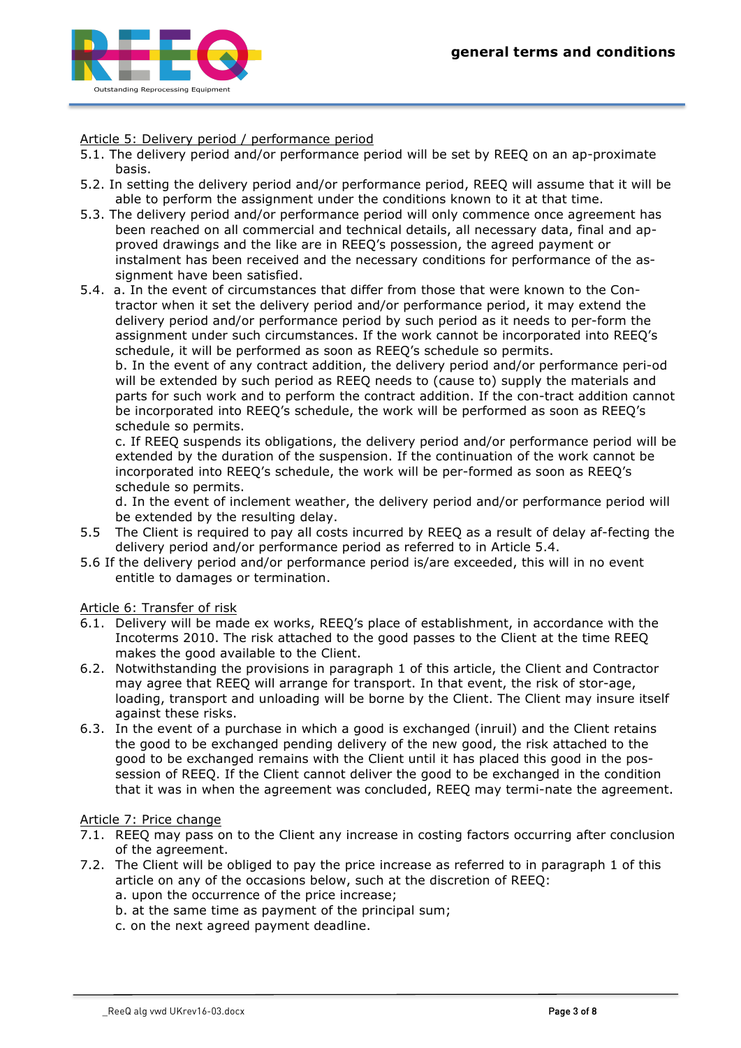Article 5: Delivery period / performance period

5.1. The delivery period and/or performance period will be set by REEQ on an ap-proximate basis.

5.2. In setting the delivery period and/or performance period, REEQ will assume that it will be able to perform the assignment under the conditions known to it at that time.

5.3. The delivery period and/or performance period will only commence once agreement has been reached on all commercial and technical details, all necessary data, final and ap-proved drawings and the like are in REEQ's possession, the agreed payment or instalment has been received and the necessary conditions for performance of the as-signment have been satisfied.

5.4. a. In the event of circumstances that differ from those that were known to the Con-tractor when it set the delivery period and/or performance period, it may extend the delivery period and/or performance period by such period as it needs to per-form the assignment under such circumstances. If the work cannot be incorporated into REEQ's schedule, it will be performed as soon as REEQ's schedule so permits.
b. In the event of any contract addition, the delivery period and/or performance peri-od will be extended by such period as REEQ needs to (cause to) supply the materials and parts for such work and to perform the contract addition. If the con-tract addition cannot be incorporated into REEQ's schedule, the work will be performed as soon as REEQ's schedule so permits.
c. If REEQ suspends its obligations, the delivery period and/or performance period will be extended by the duration of the suspension. If the continuation of the work cannot be incorporated into REEQ's schedule, the work will be per-formed as soon as REEQ's schedule so permits.
d. In the event of inclement weather, the delivery period and/or performance period will be extended by the resulting delay.

5.5 The Client is required to pay all costs incurred by REEQ as a result of delay af-fecting the delivery period and/or performance period as referred to in Article 5.4.

5.6 If the delivery period and/or performance period is/are exceeded, this will in no event entitle to damages or termination.

Article 6: Transfer of risk

6.1. Delivery will be made ex works, REEQ's place of establishment, in accordance with the Incoterms 2010. The risk attached to the good passes to the Client at the time REEQ makes the good available to the Client.

6.2. Notwithstanding the provisions in paragraph 1 of this article, the Client and Contractor may agree that REEQ will arrange for transport. In that event, the risk of stor-age, loading, transport and unloading will be borne by the Client. The Client may insure itself against these risks.

6.3. In the event of a purchase in which a good is exchanged (inruil) and the Client retains the good to be exchanged pending delivery of the new good, the risk attached to the good to be exchanged remains with the Client until it has placed this good in the pos-session of REEQ. If the Client cannot deliver the good to be exchanged in the condition that it was in when the agreement was concluded, REEQ may termi-nate the agreement.

Article 7: Price change

7.1. REEQ may pass on to the Client any increase in costing factors occurring after conclusion of the agreement.

7.2. The Client will be obliged to pay the price increase as referred to in paragraph 1 of this article on any of the occasions below, such at the discretion of REEQ:
a. upon the occurrence of the price increase;
b. at the same time as payment of the principal sum;
c. on the next agreed payment deadline.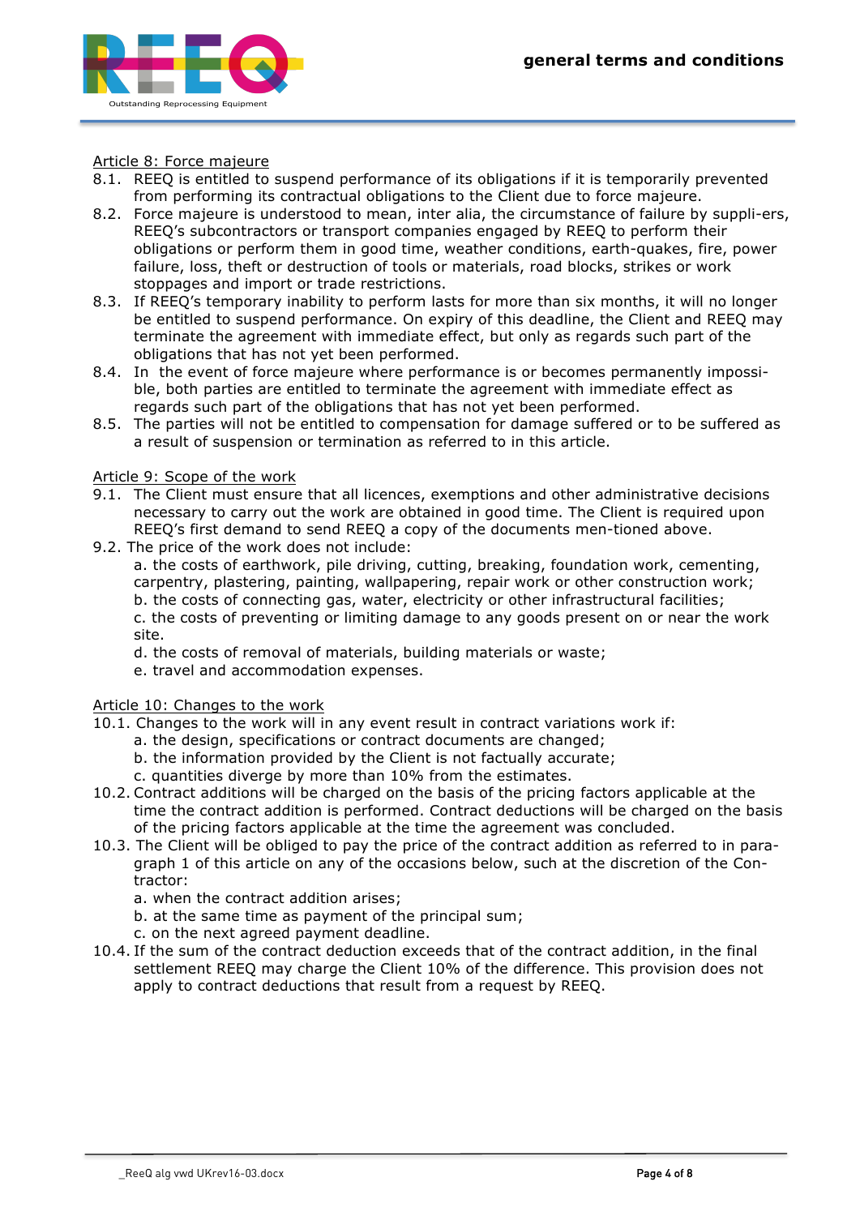Article 8: Force majeure

8.1. REEQ is entitled to suspend performance of its obligations if it is temporarily prevented from performing its contractual obligations to the Client due to force majeure.

8.2. Force majeure is understood to mean, inter alia, the circumstance of failure by suppli-ers, REEQ's subcontractors or transport companies engaged by REEQ to perform their obligations or perform them in good time, weather conditions, earth-quakes, fire, power failure, loss, theft or destruction of tools or materials, road blocks, strikes or work stoppages and import or trade restrictions.

8.3. If REEQ's temporary inability to perform lasts for more than six months, it will no longer be entitled to suspend performance. On expiry of this deadline, the Client and REEQ may terminate the agreement with immediate effect, but only as regards such part of the obligations that has not yet been performed.

8.4. In the event of force majeure where performance is or becomes permanently impossi-ble, both parties are entitled to terminate the agreement with immediate effect as regards such part of the obligations that has not yet been performed.

8.5. The parties will not be entitled to compensation for damage suffered or to be suffered as a result of suspension or termination as referred to in this article.

Article 9: Scope of the work

9.1. The Client must ensure that all licences, exemptions and other administrative decisions necessary to carry out the work are obtained in good time. The Client is required upon REEQ's first demand to send REEQ a copy of the documents men-tioned above.

9.2. The price of the work does not include:
a. the costs of earthwork, pile driving, cutting, breaking, foundation work, cementing, carpentry, plastering, painting, wallpapering, repair work or other construction work;
b. the costs of connecting gas, water, electricity or other infrastructural facilities;
c. the costs of preventing or limiting damage to any goods present on or near the work site.
d. the costs of removal of materials, building materials or waste;
e. travel and accommodation expenses.

Article 10: Changes to the work

10.1. Changes to the work will in any event result in contract variations work if:
a. the design, specifications or contract documents are changed;
b. the information provided by the Client is not factually accurate;
c. quantities diverge by more than 10% from the estimates.

10.2. Contract additions will be charged on the basis of the pricing factors applicable at the time the contract addition is performed. Contract deductions will be charged on the basis of the pricing factors applicable at the time the agreement was concluded.

10.3. The Client will be obliged to pay the price of the contract addition as referred to in para-graph 1 of this article on any of the occasions below, such at the discretion of the Con-tractor:
a. when the contract addition arises;
b. at the same time as payment of the principal sum;
c. on the next agreed payment deadline.

10.4. If the sum of the contract deduction exceeds that of the contract addition, in the final settlement REEQ may charge the Client 10% of the difference. This provision does not apply to contract deductions that result from a request by REEQ.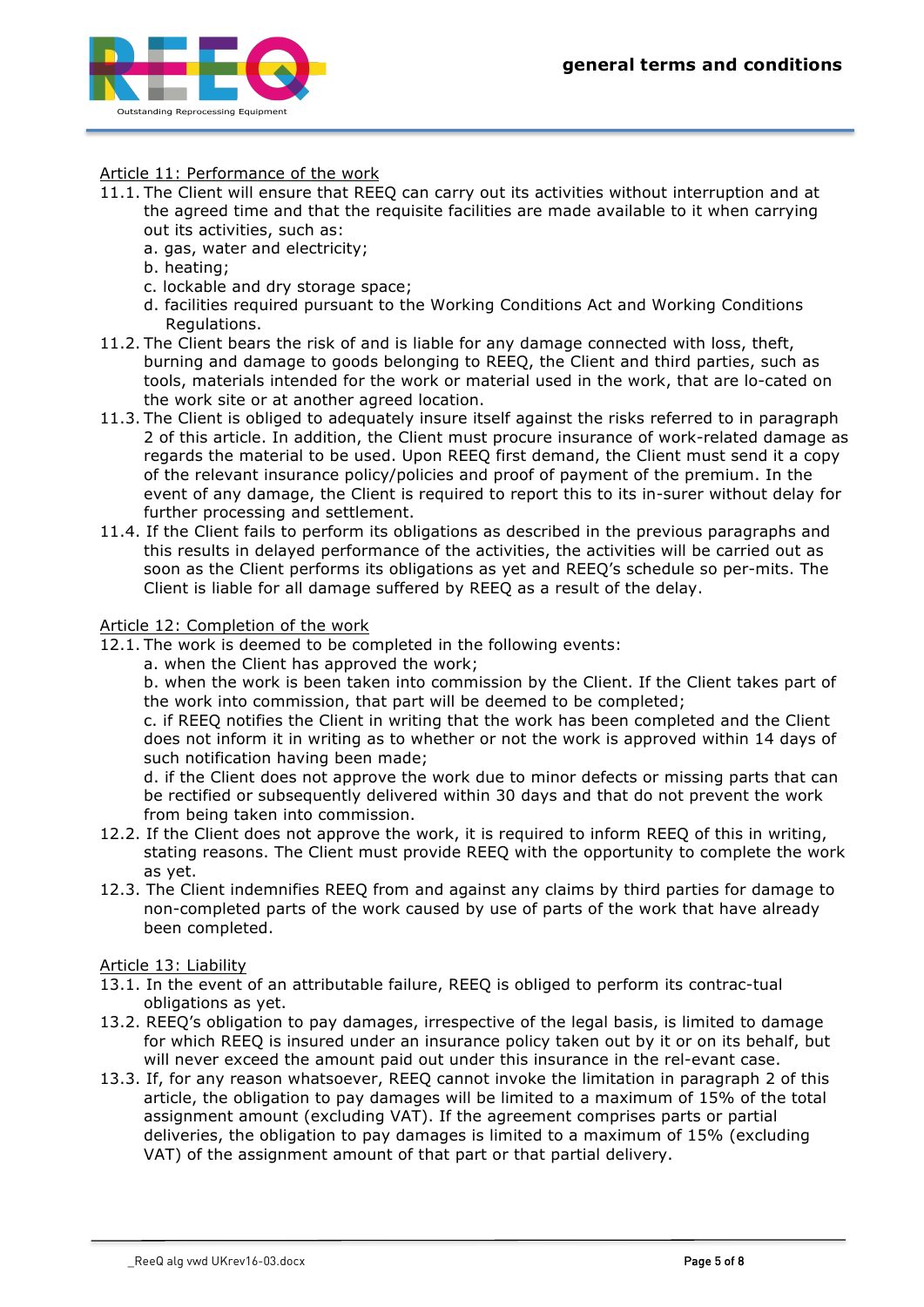## Article 11: Performance of the work

11.1. The Client will ensure that REEQ can carry out its activities without interruption and at the agreed time and that the requisite facilities are made available to it when carrying out its activities, such as:
  a. gas, water and electricity;
  b. heating;
  c. lockable and dry storage space;
  d. facilities required pursuant to the Working Conditions Act and Working Conditions Regulations.

11.2. The Client bears the risk of and is liable for any damage connected with loss, theft, burning and damage to goods belonging to REEQ, the Client and third parties, such as tools, materials intended for the work or material used in the work, that are lo-cated on the work site or at another agreed location.

11.3. The Client is obliged to adequately insure itself against the risks referred to in paragraph 2 of this article. In addition, the Client must procure insurance of work-related damage as regards the material to be used. Upon REEQ first demand, the Client must send it a copy of the relevant insurance policy/policies and proof of payment of the premium. In the event of any damage, the Client is required to report this to its in-surer without delay for further processing and settlement.

11.4. If the Client fails to perform its obligations as described in the previous paragraphs and this results in delayed performance of the activities, the activities will be carried out as soon as the Client performs its obligations as yet and REEQ's schedule so per-mits. The Client is liable for all damage suffered by REEQ as a result of the delay.

## Article 12: Completion of the work

12.1. The work is deemed to be completed in the following events:
  a. when the Client has approved the work;
  b. when the work is been taken into commission by the Client. If the Client takes part of the work into commission, that part will be deemed to be completed;
  c. if REEQ notifies the Client in writing that the work has been completed and the Client does not inform it in writing as to whether or not the work is approved within 14 days of such notification having been made;
  d. if the Client does not approve the work due to minor defects or missing parts that can be rectified or subsequently delivered within 30 days and that do not prevent the work from being taken into commission.

12.2. If the Client does not approve the work, it is required to inform REEQ of this in writing, stating reasons. The Client must provide REEQ with the opportunity to complete the work as yet.

12.3. The Client indemnifies REEQ from and against any claims by third parties for damage to non-completed parts of the work caused by use of parts of the work that have already been completed.

## Article 13: Liability

13.1. In the event of an attributable failure, REEQ is obliged to perform its contrac-tual obligations as yet.

13.2. REEQ's obligation to pay damages, irrespective of the legal basis, is limited to damage for which REEQ is insured under an insurance policy taken out by it or on its behalf, but will never exceed the amount paid out under this insurance in the rel-evant case.

13.3. If, for any reason whatsoever, REEQ cannot invoke the limitation in paragraph 2 of this article, the obligation to pay damages will be limited to a maximum of 15% of the total assignment amount (excluding VAT). If the agreement comprises parts or partial deliveries, the obligation to pay damages is limited to a maximum of 15% (excluding VAT) of the assignment amount of that part or that partial delivery.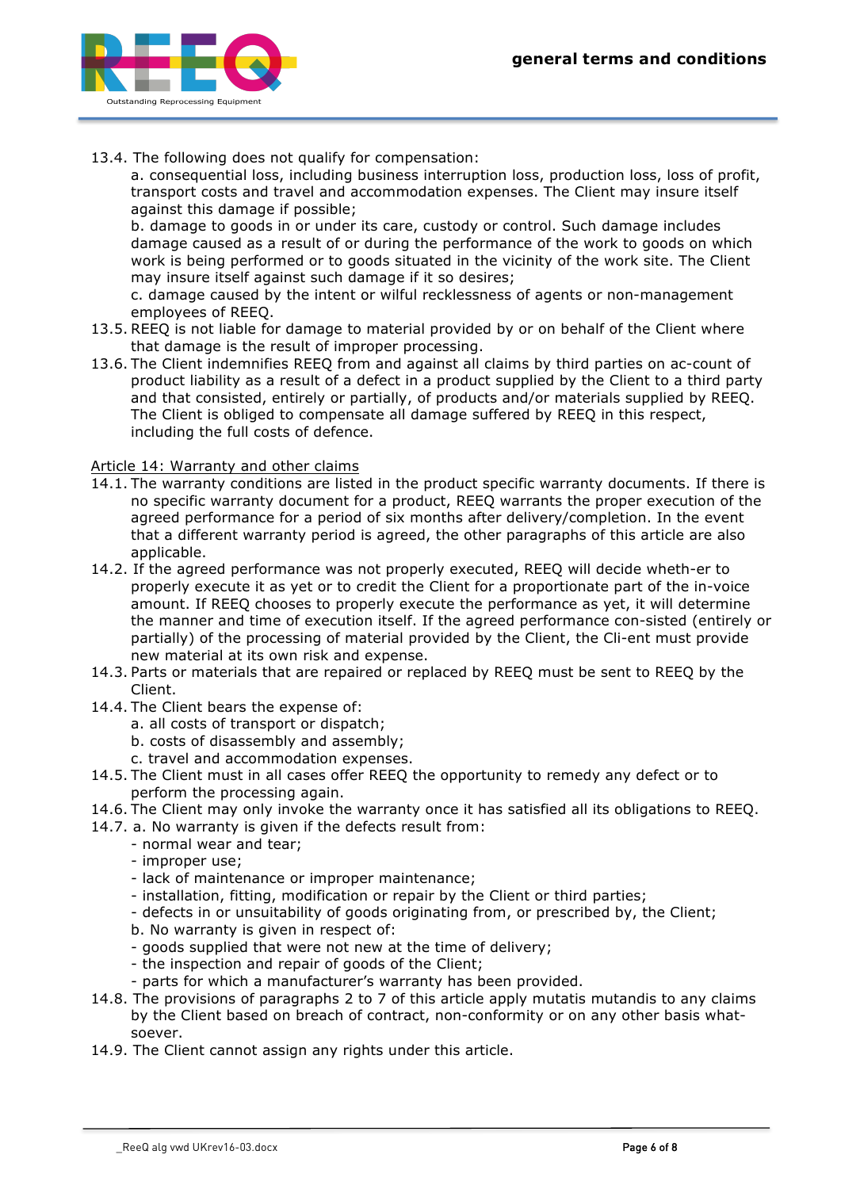13.4. The following does not qualify for compensation:

a. consequential loss, including business interruption loss, production loss, loss of profit, transport costs and travel and accommodation expenses. The Client may insure itself against this damage if possible;

b. damage to goods in or under its care, custody or control. Such damage includes damage caused as a result of or during the performance of the work to goods on which work is being performed or to goods situated in the vicinity of the work site. The Client may insure itself against such damage if it so desires;

c. damage caused by the intent or wilful recklessness of agents or non-management employees of REEQ.

13.5. REEQ is not liable for damage to material provided by or on behalf of the Client where that damage is the result of improper processing.

13.6. The Client indemnifies REEQ from and against all claims by third parties on ac-count of product liability as a result of a defect in a product supplied by the Client to a third party and that consisted, entirely or partially, of products and/or materials supplied by REEQ. The Client is obliged to compensate all damage suffered by REEQ in this respect, including the full costs of defence.

Article 14: Warranty and other claims

14.1. The warranty conditions are listed in the product specific warranty documents. If there is no specific warranty document for a product, REEQ warrants the proper execution of the agreed performance for a period of six months after delivery/completion. In the event that a different warranty period is agreed, the other paragraphs of this article are also applicable.

14.2. If the agreed performance was not properly executed, REEQ will decide wheth-er to properly execute it as yet or to credit the Client for a proportionate part of the in-voice amount. If REEQ chooses to properly execute the performance as yet, it will determine the manner and time of execution itself. If the agreed performance con-sisted (entirely or partially) of the processing of material provided by the Client, the Cli-ent must provide new material at its own risk and expense.

14.3. Parts or materials that are repaired or replaced by REEQ must be sent to REEQ by the Client.

14.4. The Client bears the expense of:

a. all costs of transport or dispatch;

b. costs of disassembly and assembly;

c. travel and accommodation expenses.

14.5. The Client must in all cases offer REEQ the opportunity to remedy any defect or to perform the processing again.

14.6. The Client may only invoke the warranty once it has satisfied all its obligations to REEQ.

14.7. a. No warranty is given if the defects result from:

- normal wear and tear;
- improper use;
- lack of maintenance or improper maintenance;
- installation, fitting, modification or repair by the Client or third parties;
- defects in or unsuitability of goods originating from, or prescribed by, the Client;

b. No warranty is given in respect of:

- goods supplied that were not new at the time of delivery;
- the inspection and repair of goods of the Client;
- parts for which a manufacturer's warranty has been provided.

14.8. The provisions of paragraphs 2 to 7 of this article apply mutatis mutandis to any claims by the Client based on breach of contract, non-conformity or on any other basis what-soever.

14.9. The Client cannot assign any rights under this article.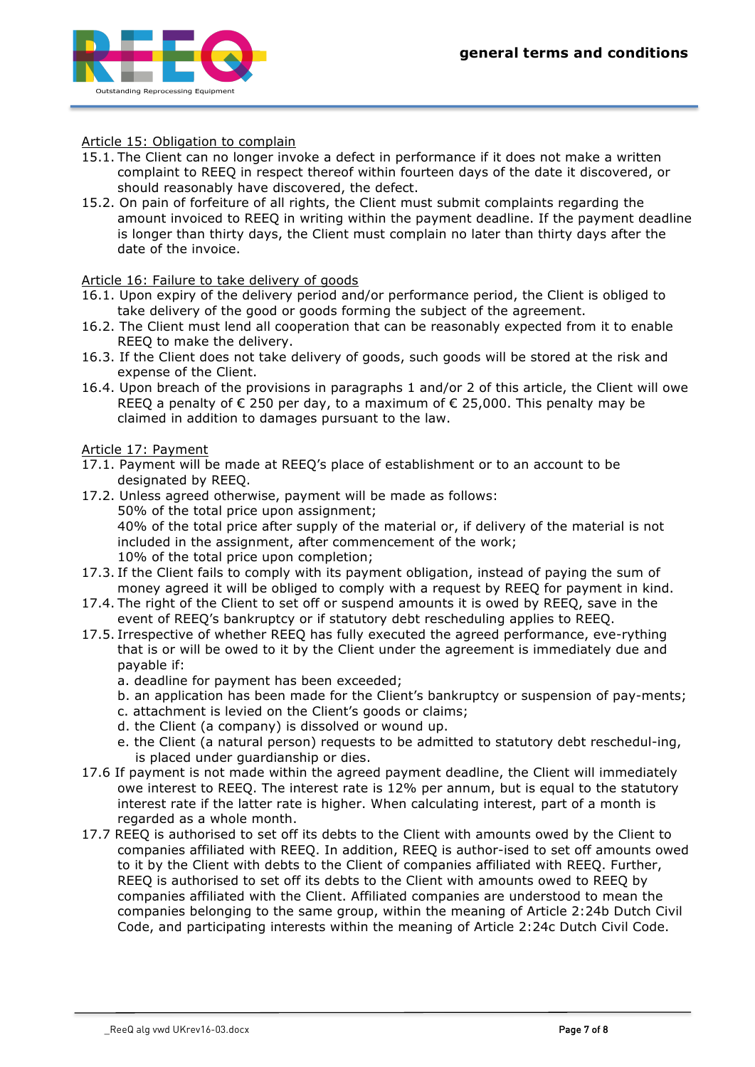Article 15: Obligation to complain

15.1. The Client can no longer invoke a defect in performance if it does not make a written complaint to REEQ in respect thereof within fourteen days of the date it discovered, or should reasonably have discovered, the defect.

15.2. On pain of forfeiture of all rights, the Client must submit complaints regarding the amount invoiced to REEQ in writing within the payment deadline. If the payment deadline is longer than thirty days, the Client must complain no later than thirty days after the date of the invoice.

Article 16: Failure to take delivery of goods

16.1. Upon expiry of the delivery period and/or performance period, the Client is obliged to take delivery of the good or goods forming the subject of the agreement.

16.2. The Client must lend all cooperation that can be reasonably expected from it to enable REEQ to make the delivery.

16.3. If the Client does not take delivery of goods, such goods will be stored at the risk and expense of the Client.

16.4. Upon breach of the provisions in paragraphs 1 and/or 2 of this article, the Client will owe REEQ a penalty of € 250 per day, to a maximum of € 25,000. This penalty may be claimed in addition to damages pursuant to the law.

Article 17: Payment

17.1. Payment will be made at REEQ's place of establishment or to an account to be designated by REEQ.

17.2. Unless agreed otherwise, payment will be made as follows:
50% of the total price upon assignment;
40% of the total price after supply of the material or, if delivery of the material is not included in the assignment, after commencement of the work;
10% of the total price upon completion;

17.3. If the Client fails to comply with its payment obligation, instead of paying the sum of money agreed it will be obliged to comply with a request by REEQ for payment in kind.

17.4. The right of the Client to set off or suspend amounts it is owed by REEQ, save in the event of REEQ's bankruptcy or if statutory debt rescheduling applies to REEQ.

17.5. Irrespective of whether REEQ has fully executed the agreed performance, eve-rything that is or will be owed to it by the Client under the agreement is immediately due and payable if:
a. deadline for payment has been exceeded;
b. an application has been made for the Client's bankruptcy or suspension of pay-ments;
c. attachment is levied on the Client's goods or claims;
d. the Client (a company) is dissolved or wound up.
e. the Client (a natural person) requests to be admitted to statutory debt reschedul-ing, is placed under guardianship or dies.

17.6 If payment is not made within the agreed payment deadline, the Client will immediately owe interest to REEQ. The interest rate is 12% per annum, but is equal to the statutory interest rate if the latter rate is higher. When calculating interest, part of a month is regarded as a whole month.

17.7 REEQ is authorised to set off its debts to the Client with amounts owed by the Client to companies affiliated with REEQ. In addition, REEQ is author-ised to set off amounts owed to it by the Client with debts to the Client of companies affiliated with REEQ. Further, REEQ is authorised to set off its debts to the Client with amounts owed to REEQ by companies affiliated with the Client. Affiliated companies are understood to mean the companies belonging to the same group, within the meaning of Article 2:24b Dutch Civil Code, and participating interests within the meaning of Article 2:24c Dutch Civil Code.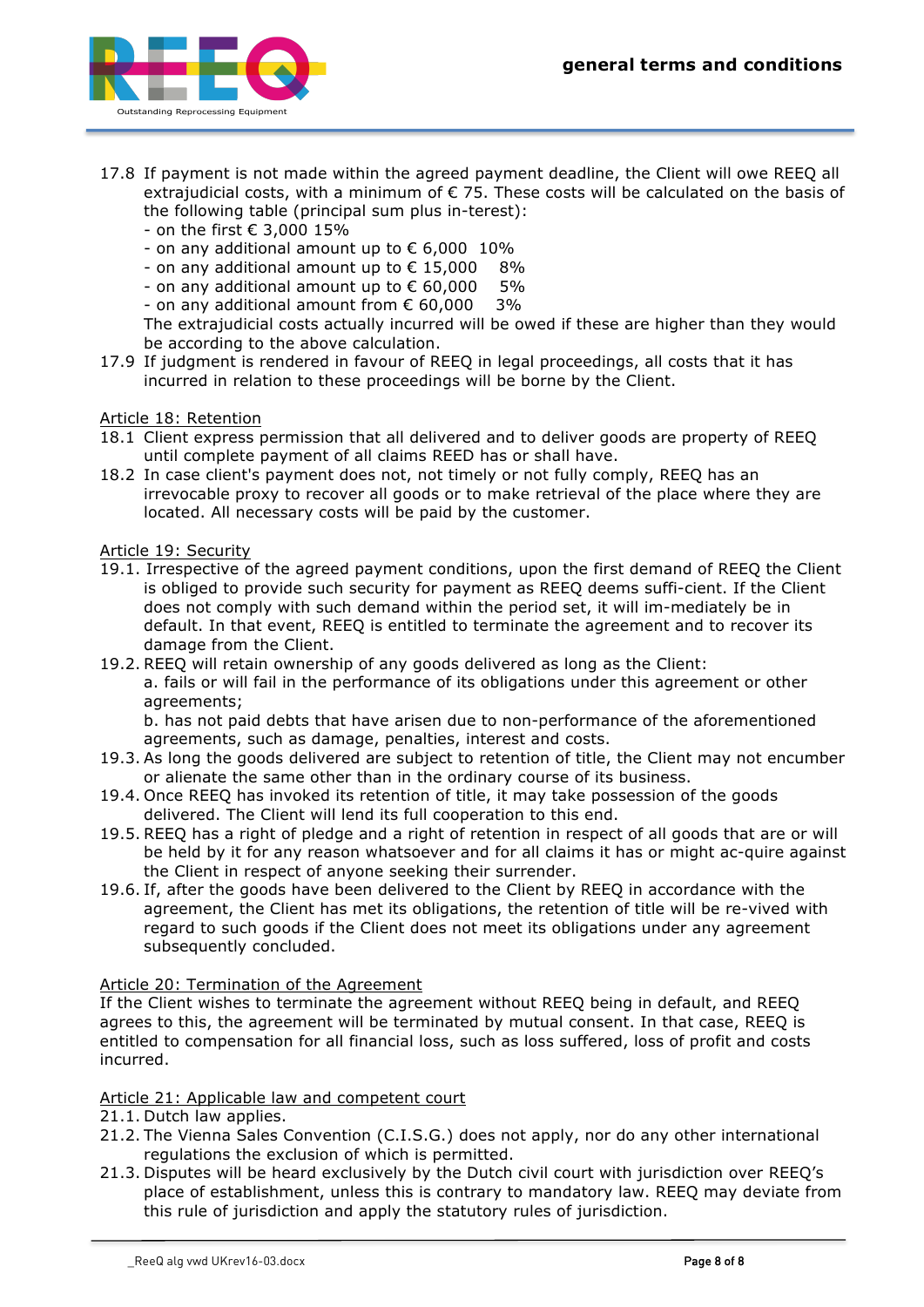17.8 If payment is not made within the agreed payment deadline, the Client will owe REEQ all extrajudicial costs, with a minimum of € 75. These costs will be calculated on the basis of the following table (principal sum plus in-terest):
- on the first € 3,000 15%
- on any additional amount up to € 6,000 10%
- on any additional amount up to € 15,000 8%
- on any additional amount up to € 60,000 5%
- on any additional amount from € 60,000 3%

The extrajudicial costs actually incurred will be owed if these are higher than they would be according to the above calculation.

17.9 If judgment is rendered in favour of REEQ in legal proceedings, all costs that it has incurred in relation to these proceedings will be borne by the Client.

Article 18: Retention

18.1 Client express permission that all delivered and to deliver goods are property of REEQ until complete payment of all claims REED has or shall have.

18.2 In case client's payment does not, not timely or not fully comply, REEQ has an irrevocable proxy to recover all goods or to make retrieval of the place where they are located. All necessary costs will be paid by the customer.

Article 19: Security

19.1. Irrespective of the agreed payment conditions, upon the first demand of REEQ the Client is obliged to provide such security for payment as REEQ deems suffi-cient. If the Client does not comply with such demand within the period set, it will im-mediately be in default. In that event, REEQ is entitled to terminate the agreement and to recover its damage from the Client.

19.2. REEQ will retain ownership of any goods delivered as long as the Client:
a. fails or will fail in the performance of its obligations under this agreement or other agreements;
b. has not paid debts that have arisen due to non-performance of the aforementioned agreements, such as damage, penalties, interest and costs.

19.3. As long the goods delivered are subject to retention of title, the Client may not encumber or alienate the same other than in the ordinary course of its business.

19.4. Once REEQ has invoked its retention of title, it may take possession of the goods delivered. The Client will lend its full cooperation to this end.

19.5. REEQ has a right of pledge and a right of retention in respect of all goods that are or will be held by it for any reason whatsoever and for all claims it has or might ac-quire against the Client in respect of anyone seeking their surrender.

19.6. If, after the goods have been delivered to the Client by REEQ in accordance with the agreement, the Client has met its obligations, the retention of title will be re-vived with regard to such goods if the Client does not meet its obligations under any agreement subsequently concluded.

Article 20: Termination of the Agreement

If the Client wishes to terminate the agreement without REEQ being in default, and REEQ agrees to this, the agreement will be terminated by mutual consent. In that case, REEQ is entitled to compensation for all financial loss, such as loss suffered, loss of profit and costs incurred.

Article 21: Applicable law and competent court

21.1. Dutch law applies.

21.2. The Vienna Sales Convention (C.I.S.G.) does not apply, nor do any other international regulations the exclusion of which is permitted.

21.3. Disputes will be heard exclusively by the Dutch civil court with jurisdiction over REEQ's place of establishment, unless this is contrary to mandatory law. REEQ may deviate from this rule of jurisdiction and apply the statutory rules of jurisdiction.